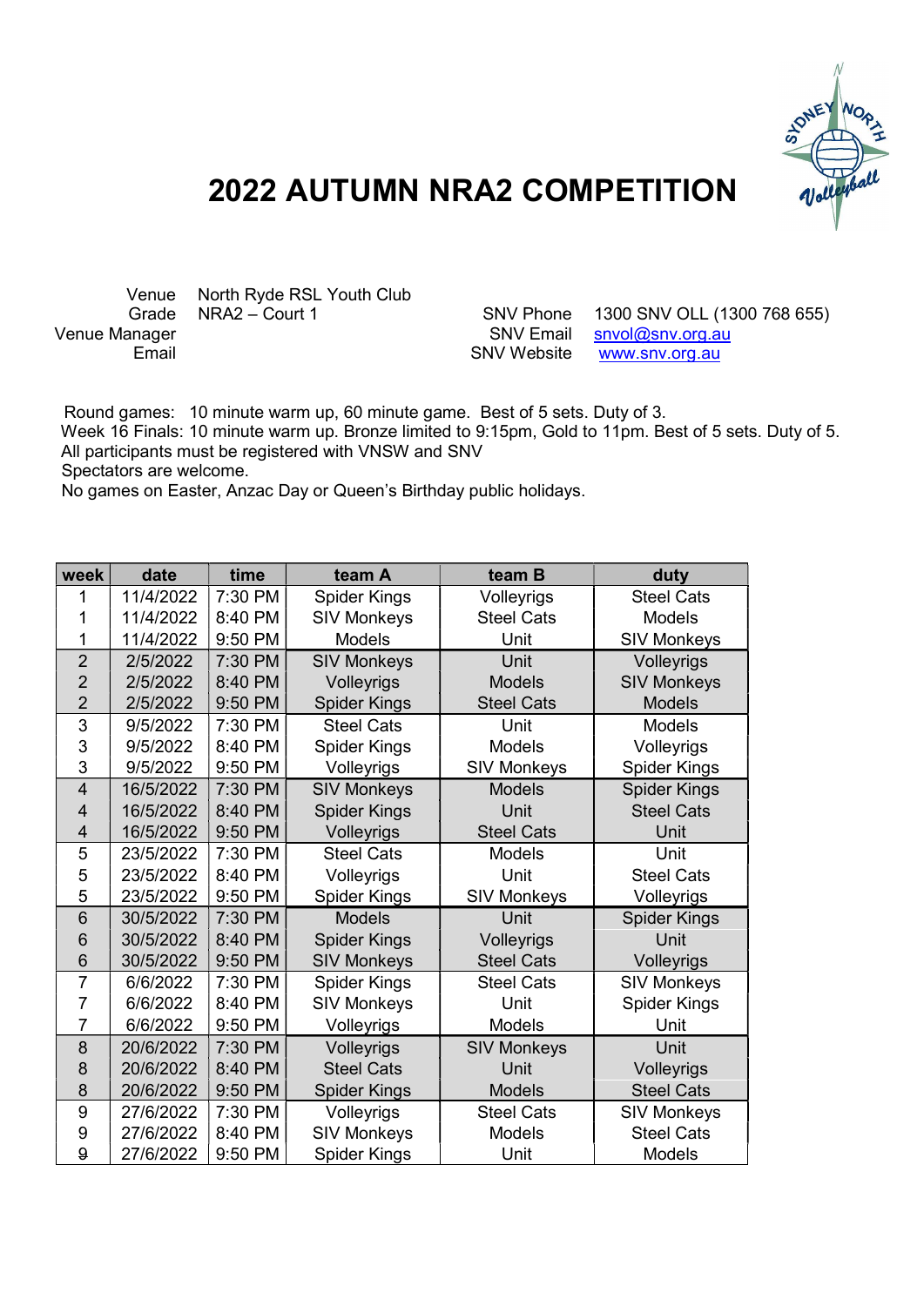# 2022 AUTUMN NRA2 COMPETITION

Venue: North Ryde RSL Youth Club
Grade: NRA2 – Court 1
Venue Manager:
Email:

SNV Phone: 1300 SNV OLL (1300 768 655)
SNV Email: snvol@snv.org.au
SNV Website: www.snv.org.au

Round games: 10 minute warm up, 60 minute game. Best of 5 sets. Duty of 3.
Week 16 Finals: 10 minute warm up. Bronze limited to 9:15pm, Gold to 11pm. Best of 5 sets. Duty of 5.
All participants must be registered with VNSW and SNV
Spectators are welcome.
No games on Easter, Anzac Day or Queen's Birthday public holidays.

| week | date | time | team A | team B | duty |
|---|---|---|---|---|---|
| 1 | 11/4/2022 | 7:30 PM | Spider Kings | Volleyrigs | Steel Cats |
| 1 | 11/4/2022 | 8:40 PM | SIV Monkeys | Steel Cats | Models |
| 1 | 11/4/2022 | 9:50 PM | Models | Unit | SIV Monkeys |
| 2 | 2/5/2022 | 7:30 PM | SIV Monkeys | Unit | Volleyrigs |
| 2 | 2/5/2022 | 8:40 PM | Volleyrigs | Models | SIV Monkeys |
| 2 | 2/5/2022 | 9:50 PM | Spider Kings | Steel Cats | Models |
| 3 | 9/5/2022 | 7:30 PM | Steel Cats | Unit | Models |
| 3 | 9/5/2022 | 8:40 PM | Spider Kings | Models | Volleyrigs |
| 3 | 9/5/2022 | 9:50 PM | Volleyrigs | SIV Monkeys | Spider Kings |
| 4 | 16/5/2022 | 7:30 PM | SIV Monkeys | Models | Spider Kings |
| 4 | 16/5/2022 | 8:40 PM | Spider Kings | Unit | Steel Cats |
| 4 | 16/5/2022 | 9:50 PM | Volleyrigs | Steel Cats | Unit |
| 5 | 23/5/2022 | 7:30 PM | Steel Cats | Models | Unit |
| 5 | 23/5/2022 | 8:40 PM | Volleyrigs | Unit | Steel Cats |
| 5 | 23/5/2022 | 9:50 PM | Spider Kings | SIV Monkeys | Volleyrigs |
| 6 | 30/5/2022 | 7:30 PM | Models | Unit | Spider Kings |
| 6 | 30/5/2022 | 8:40 PM | Spider Kings | Volleyrigs | Unit |
| 6 | 30/5/2022 | 9:50 PM | SIV Monkeys | Steel Cats | Volleyrigs |
| 7 | 6/6/2022 | 7:30 PM | Spider Kings | Steel Cats | SIV Monkeys |
| 7 | 6/6/2022 | 8:40 PM | SIV Monkeys | Unit | Spider Kings |
| 7 | 6/6/2022 | 9:50 PM | Volleyrigs | Models | Unit |
| 8 | 20/6/2022 | 7:30 PM | Volleyrigs | SIV Monkeys | Unit |
| 8 | 20/6/2022 | 8:40 PM | Steel Cats | Unit | Volleyrigs |
| 8 | 20/6/2022 | 9:50 PM | Spider Kings | Models | Steel Cats |
| 9 | 27/6/2022 | 7:30 PM | Volleyrigs | Steel Cats | SIV Monkeys |
| 9 | 27/6/2022 | 8:40 PM | SIV Monkeys | Models | Steel Cats |
| 9 | 27/6/2022 | 9:50 PM | Spider Kings | Unit | Models |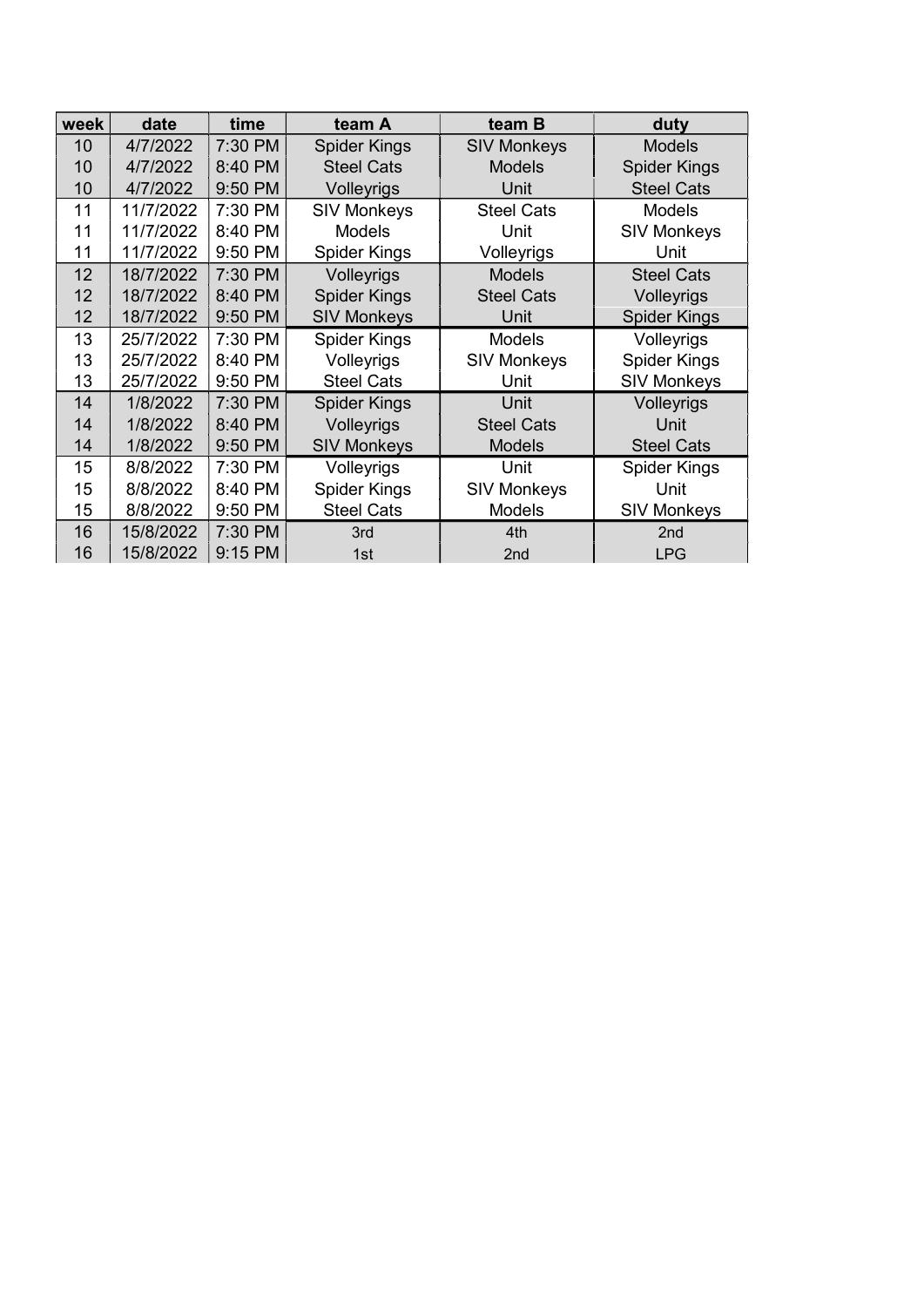| week | date | time | team A | team B | duty |
| --- | --- | --- | --- | --- | --- |
| 10 | 4/7/2022 | 7:30 PM | Spider Kings | SIV Monkeys | Models |
| 10 | 4/7/2022 | 8:40 PM | Steel Cats | Models | Spider Kings |
| 10 | 4/7/2022 | 9:50 PM | Volleyrigs | Unit | Steel Cats |
| 11 | 11/7/2022 | 7:30 PM | SIV Monkeys | Steel Cats | Models |
| 11 | 11/7/2022 | 8:40 PM | Models | Unit | SIV Monkeys |
| 11 | 11/7/2022 | 9:50 PM | Spider Kings | Volleyrigs | Unit |
| 12 | 18/7/2022 | 7:30 PM | Volleyrigs | Models | Steel Cats |
| 12 | 18/7/2022 | 8:40 PM | Spider Kings | Steel Cats | Volleyrigs |
| 12 | 18/7/2022 | 9:50 PM | SIV Monkeys | Unit | Spider Kings |
| 13 | 25/7/2022 | 7:30 PM | Spider Kings | Models | Volleyrigs |
| 13 | 25/7/2022 | 8:40 PM | Volleyrigs | SIV Monkeys | Spider Kings |
| 13 | 25/7/2022 | 9:50 PM | Steel Cats | Unit | SIV Monkeys |
| 14 | 1/8/2022 | 7:30 PM | Spider Kings | Unit | Volleyrigs |
| 14 | 1/8/2022 | 8:40 PM | Volleyrigs | Steel Cats | Unit |
| 14 | 1/8/2022 | 9:50 PM | SIV Monkeys | Models | Steel Cats |
| 15 | 8/8/2022 | 7:30 PM | Volleyrigs | Unit | Spider Kings |
| 15 | 8/8/2022 | 8:40 PM | Spider Kings | SIV Monkeys | Unit |
| 15 | 8/8/2022 | 9:50 PM | Steel Cats | Models | SIV Monkeys |
| 16 | 15/8/2022 | 7:30 PM | 3rd | 4th | 2nd |
| 16 | 15/8/2022 | 9:15 PM | 1st | 2nd | LPG |